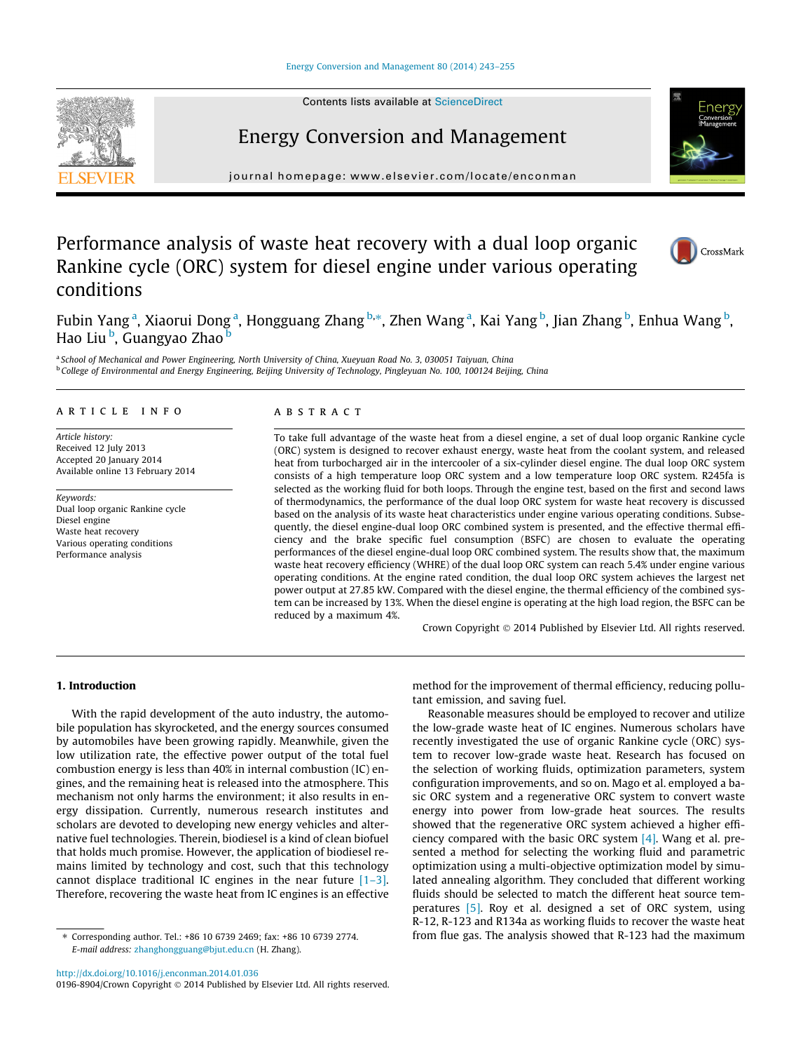# Performance analysis of waste heat recovery with a dual loop organic Rankine cycle (ORC) system for diesel engine under various operating conditions

Fubin Yang [a], Xiaorui Dong [a], Hongguang Zhang [b,*], Zhen Wang [a], Kai Yang [b], Jian Zhang [b], Enhua Wang [b], Hao Liu [b], Guangyao Zhao [b]

[a] School of Mechanical and Power Engineering, North University of China, Xueyuan Road No. 3, 030051 Taiyuan, China

[b] College of Environmental and Energy Engineering, Beijing University of Technology, Pingleyuan No. 100, 100124 Beijing, China

## ARTICLE INFO

*Article history:*
Received 12 July 2013
Accepted 20 January 2014
Available online 13 February 2014

*Keywords:*
Dual loop organic Rankine cycle
Diesel engine
Waste heat recovery
Various operating conditions
Performance analysis

## ABSTRACT

To take full advantage of the waste heat from a diesel engine, a set of dual loop organic Rankine cycle (ORC) system is designed to recover exhaust energy, waste heat from the coolant system, and released heat from turbocharged air in the intercooler of a six-cylinder diesel engine. The dual loop ORC system consists of a high temperature loop ORC system and a low temperature loop ORC system. R245fa is selected as the working fluid for both loops. Through the engine test, based on the first and second laws of thermodynamics, the performance of the dual loop ORC system for waste heat recovery is discussed based on the analysis of its waste heat characteristics under engine various operating conditions. Subsequently, the diesel engine-dual loop ORC combined system is presented, and the effective thermal efficiency and the brake specific fuel consumption (BSFC) are chosen to evaluate the operating performances of the diesel engine-dual loop ORC combined system. The results show that, the maximum waste heat recovery efficiency (WHRE) of the dual loop ORC system can reach 5.4% under engine various operating conditions. At the engine rated condition, the dual loop ORC system achieves the largest net power output at 27.85 kW. Compared with the diesel engine, the thermal efficiency of the combined system can be increased by 13%. When the diesel engine is operating at the high load region, the BSFC can be reduced by a maximum 4%.

Crown Copyright © 2014 Published by Elsevier Ltd. All rights reserved.

## 1. Introduction

With the rapid development of the auto industry, the automobile population has skyrocketed, and the energy sources consumed by automobiles have been growing rapidly. Meanwhile, given the low utilization rate, the effective power output of the total fuel combustion energy is less than 40% in internal combustion (IC) engines, and the remaining heat is released into the atmosphere. This mechanism not only harms the environment; it also results in energy dissipation. Currently, numerous research institutes and scholars are devoted to developing new energy vehicles and alternative fuel technologies. Therein, biodiesel is a kind of clean biofuel that holds much promise. However, the application of biodiesel remains limited by technology and cost, such that this technology cannot displace traditional IC engines in the near future [1–3]. Therefore, recovering the waste heat from IC engines is an effective method for the improvement of thermal efficiency, reducing pollutant emission, and saving fuel.

Reasonable measures should be employed to recover and utilize the low-grade waste heat of IC engines. Numerous scholars have recently investigated the use of organic Rankine cycle (ORC) system to recover low-grade waste heat. Research has focused on the selection of working fluids, optimization parameters, system configuration improvements, and so on. Mago et al. employed a basic ORC system and a regenerative ORC system to convert waste energy into power from low-grade heat sources. The results showed that the regenerative ORC system achieved a higher efficiency compared with the basic ORC system [4]. Wang et al. presented a method for selecting the working fluid and parametric optimization using a multi-objective optimization model by simulated annealing algorithm. They concluded that different working fluids should be selected to match the different heat source temperatures [5]. Roy et al. designed a set of ORC system, using R-12, R-123 and R134a as working fluids to recover the waste heat from flue gas. The analysis showed that R-123 had the maximum

* Corresponding author. Tel.: +86 10 6739 2469; fax: +86 10 6739 2774. E-mail address: zhanghongguang@bjut.edu.cn (H. Zhang).

http://dx.doi.org/10.1016/j.enconman.2014.01.036
0196-8904/Crown Copyright © 2014 Published by Elsevier Ltd. All rights reserved.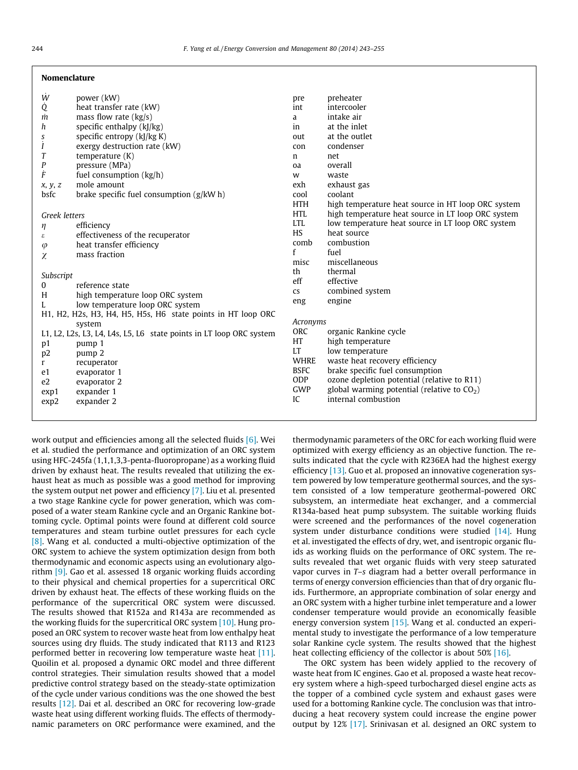## Nomenclature

| | |
|---|---|
| $\dot{W}$ | power (kW) |
| $\dot{Q}$ | heat transfer rate (kW) |
| $\dot{m}$ | mass flow rate (kg/s) |
| $h$ | specific enthalpy (kJ/kg) |
| $s$ | specific entropy (kJ/kg K) |
| $\dot{I}$ | exergy destruction rate (kW) |
| $T$ | temperature (K) |
| $P$ | pressure (MPa) |
| $\dot{F}$ | fuel consumption (kg/h) |
| $x$, $y$, $z$ | mole amount |
| bsfc | brake specific fuel consumption (g/kW h) |

*Greek letters*

| | |
|---|---|
| $\eta$ | efficiency |
| $\varepsilon$ | effectiveness of the recuperator |
| $\varphi$ | heat transfer efficiency |
| $\chi$ | mass fraction |

*Subscript*

| | |
|---|---|
| 0 | reference state |
| H | high temperature loop ORC system |
| L | low temperature loop ORC system |
| H1, H2, H2s, H3, H4, H5, H5s, H6 | state points in HT loop ORC system |
| L1, L2, L2s, L3, L4, L4s, L5, L6 | state points in LT loop ORC system |
| p1 | pump 1 |
| p2 | pump 2 |
| r | recuperator |
| e1 | evaporator 1 |
| e2 | evaporator 2 |
| exp1 | expander 1 |
| exp2 | expander 2 |
| pre | preheater |
| int | intercooler |
| a | intake air |
| in | at the inlet |
| out | at the outlet |
| con | condenser |
| n | net |
| oa | overall |
| w | waste |
| exh | exhaust gas |
| cool | coolant |
| HTH | high temperature heat source in HT loop ORC system |
| HTL | high temperature heat source in LT loop ORC system |
| LTL | low temperature heat source in LT loop ORC system |
| HS | heat source |
| comb | combustion |
| f | fuel |
| misc | miscellaneous |
| th | thermal |
| eff | effective |
| cs | combined system |
| eng | engine |

*Acronyms*

| | |
|---|---|
| ORC | organic Rankine cycle |
| HT | high temperature |
| LT | low temperature |
| WHRE | waste heat recovery efficiency |
| BSFC | brake specific fuel consumption |
| ODP | ozone depletion potential (relative to R11) |
| GWP | global warming potential (relative to $CO_2$) |
| IC | internal combustion |

work output and efficiencies among all the selected fluids [6]. Wei et al. studied the performance and optimization of an ORC system using HFC-245fa (1,1,1,3,3-penta-fluoropropane) as a working fluid driven by exhaust heat. The results revealed that utilizing the exhaust heat as much as possible was a good method for improving the system output net power and efficiency [7]. Liu et al. presented a two stage Rankine cycle for power generation, which was composed of a water steam Rankine cycle and an Organic Rankine bottoming cycle. Optimal points were found at different cold source temperatures and steam turbine outlet pressures for each cycle [8]. Wang et al. conducted a multi-objective optimization of the ORC system to achieve the system optimization design from both thermodynamic and economic aspects using an evolutionary algorithm [9]. Gao et al. assessed 18 organic working fluids according to their physical and chemical properties for a supercritical ORC driven by exhaust heat. The effects of these working fluids on the performance of the supercritical ORC system were discussed. The results showed that R152a and R143a are recommended as the working fluids for the supercritical ORC system [10]. Hung proposed an ORC system to recover waste heat from low enthalpy heat sources using dry fluids. The study indicated that R113 and R123 performed better in recovering low temperature waste heat [11]. Quoilin et al. proposed a dynamic ORC model and three different control strategies. Their simulation results showed that a model predictive control strategy based on the steady-state optimization of the cycle under various conditions was the one showed the best results [12]. Dai et al. described an ORC for recovering low-grade waste heat using different working fluids. The effects of thermodynamic parameters on ORC performance were examined, and the thermodynamic parameters of the ORC for each working fluid were optimized with exergy efficiency as an objective function. The results indicated that the cycle with R236EA had the highest exergy efficiency [13]. Guo et al. proposed an innovative cogeneration system powered by low temperature geothermal sources, and the system consisted of a low temperature geothermal-powered ORC subsystem, an intermediate heat exchanger, and a commercial R134a-based heat pump subsystem. The suitable working fluids were screened and the performances of the novel cogeneration system under disturbance conditions were studied [14]. Hung et al. investigated the effects of dry, wet, and isentropic organic fluids as working fluids on the performance of ORC system. The results revealed that wet organic fluids with very steep saturated vapor curves in *T–s* diagram had a better overall performance in terms of energy conversion efficiencies than that of dry organic fluids. Furthermore, an appropriate combination of solar energy and an ORC system with a higher turbine inlet temperature and a lower condenser temperature would provide an economically feasible energy conversion system [15]. Wang et al. conducted an experimental study to investigate the performance of a low temperature solar Rankine cycle system. The results showed that the highest heat collecting efficiency of the collector is about 50% [16].

The ORC system has been widely applied to the recovery of waste heat from IC engines. Gao et al. proposed a waste heat recovery system where a high-speed turbocharged diesel engine acts as the topper of a combined cycle system and exhaust gases were used for a bottoming Rankine cycle. The conclusion was that introducing a heat recovery system could increase the engine power output by 12% [17]. Srinivasan et al. designed an ORC system to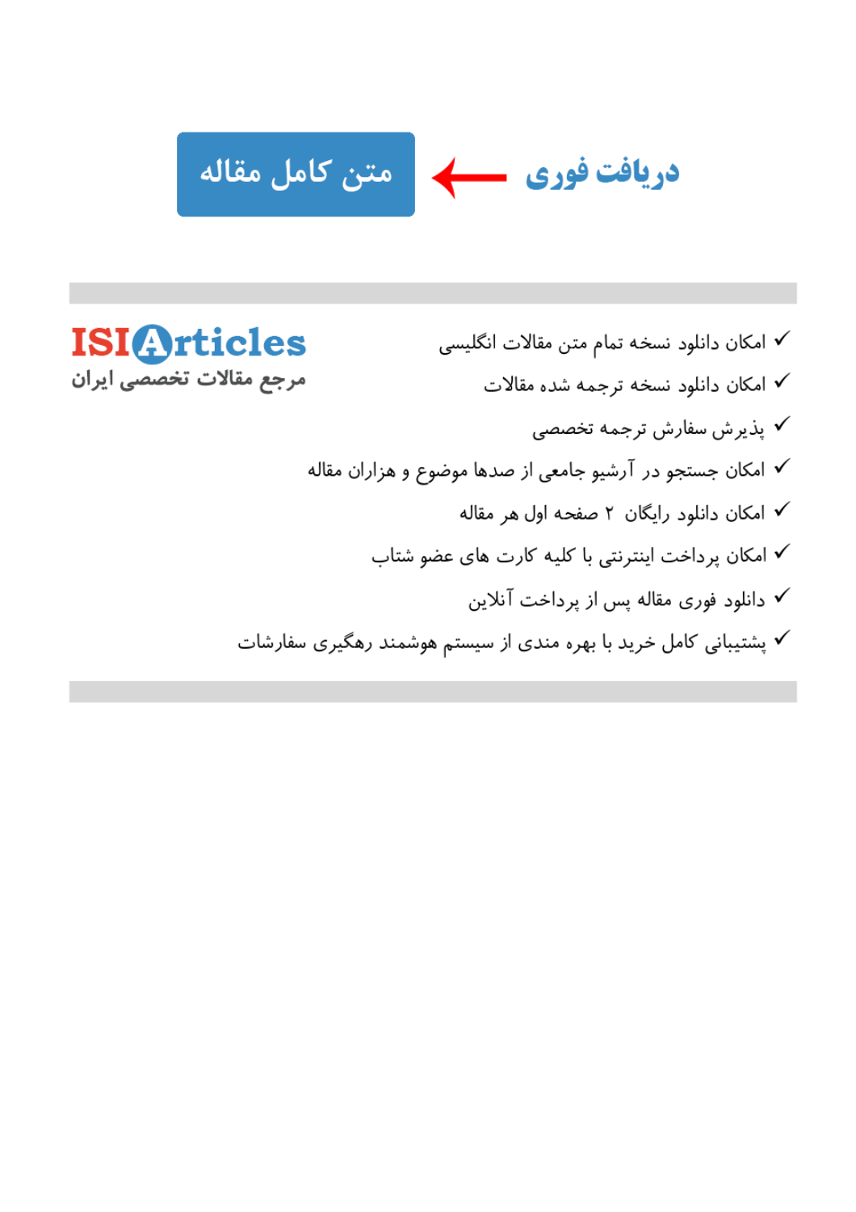دریافت فوری ← متن کامل مقاله

**ISIArticles**
مرجع مقالات تخصصی ایران

- ✓ امکان دانلود نسخه تمام متن مقالات انگلیسی
- ✓ امکان دانلود نسخه ترجمه شده مقالات
- ✓ پذیرش سفارش ترجمه تخصصی
- ✓ امکان جستجو در آرشیو جامعی از صدها موضوع و هزاران مقاله
- ✓ امکان دانلود رایگان ۲ صفحه اول هر مقاله
- ✓ امکان پرداخت اینترنتی با کلیه کارت های عضو شتاب
- ✓ دانلود فوری مقاله پس از پرداخت آنلاین
- ✓ پشتیبانی کامل خرید با بهره مندی از سیستم هوشمند رهگیری سفارشات